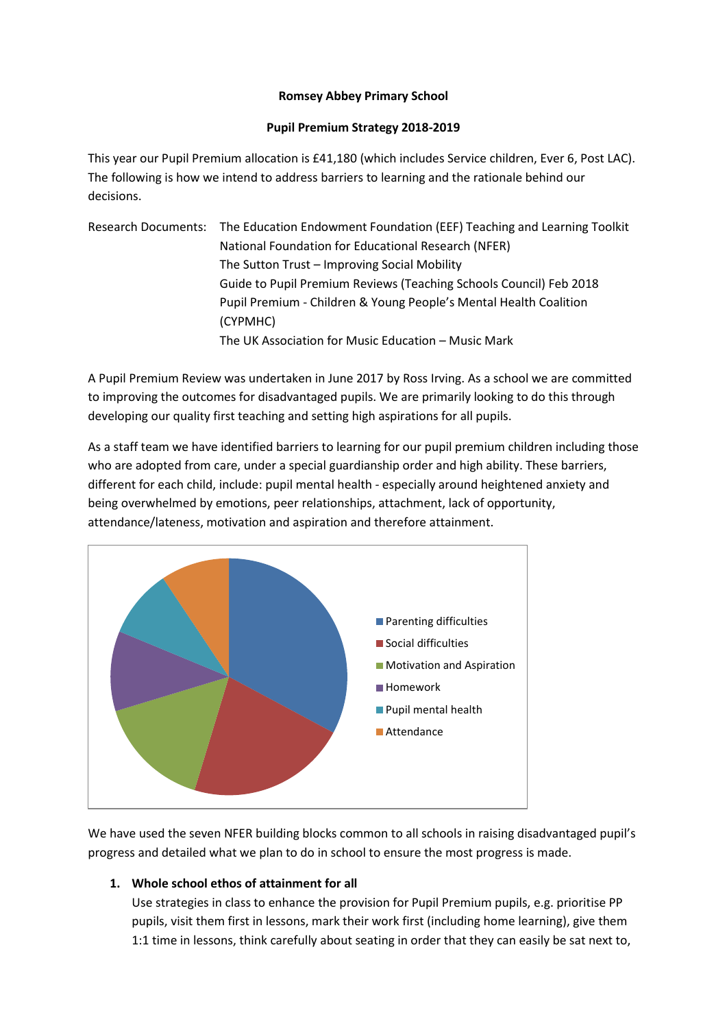**Romsey Abbey Primary School**

**Pupil Premium Strategy 2018-2019**

This year our Pupil Premium allocation is £41,180 (which includes Service children, Ever 6, Post LAC). The following is how we intend to address barriers to learning and the rationale behind our decisions.

Research Documents: The Education Endowment Foundation (EEF) Teaching and Learning Toolkit
National Foundation for Educational Research (NFER)
The Sutton Trust – Improving Social Mobility
Guide to Pupil Premium Reviews (Teaching Schools Council) Feb 2018
Pupil Premium - Children & Young People's Mental Health Coalition (CYPMHC)
The UK Association for Music Education – Music Mark

A Pupil Premium Review was undertaken in June 2017 by Ross Irving. As a school we are committed to improving the outcomes for disadvantaged pupils. We are primarily looking to do this through developing our quality first teaching and setting high aspirations for all pupils.

As a staff team we have identified barriers to learning for our pupil premium children including those who are adopted from care, under a special guardianship order and high ability. These barriers, different for each child, include: pupil mental health - especially around heightened anxiety and being overwhelmed by emotions, peer relationships, attachment, lack of opportunity, attendance/lateness, motivation and aspiration and therefore attainment.

- Parenting difficulties
- Social difficulties
- Motivation and Aspiration
- Homework
- Pupil mental health
- Attendance

We have used the seven NFER building blocks common to all schools in raising disadvantaged pupil's progress and detailed what we plan to do in school to ensure the most progress is made.

1. **Whole school ethos of attainment for all**
   Use strategies in class to enhance the provision for Pupil Premium pupils, e.g. prioritise PP pupils, visit them first in lessons, mark their work first (including home learning), give them 1:1 time in lessons, think carefully about seating in order that they can easily be sat next to,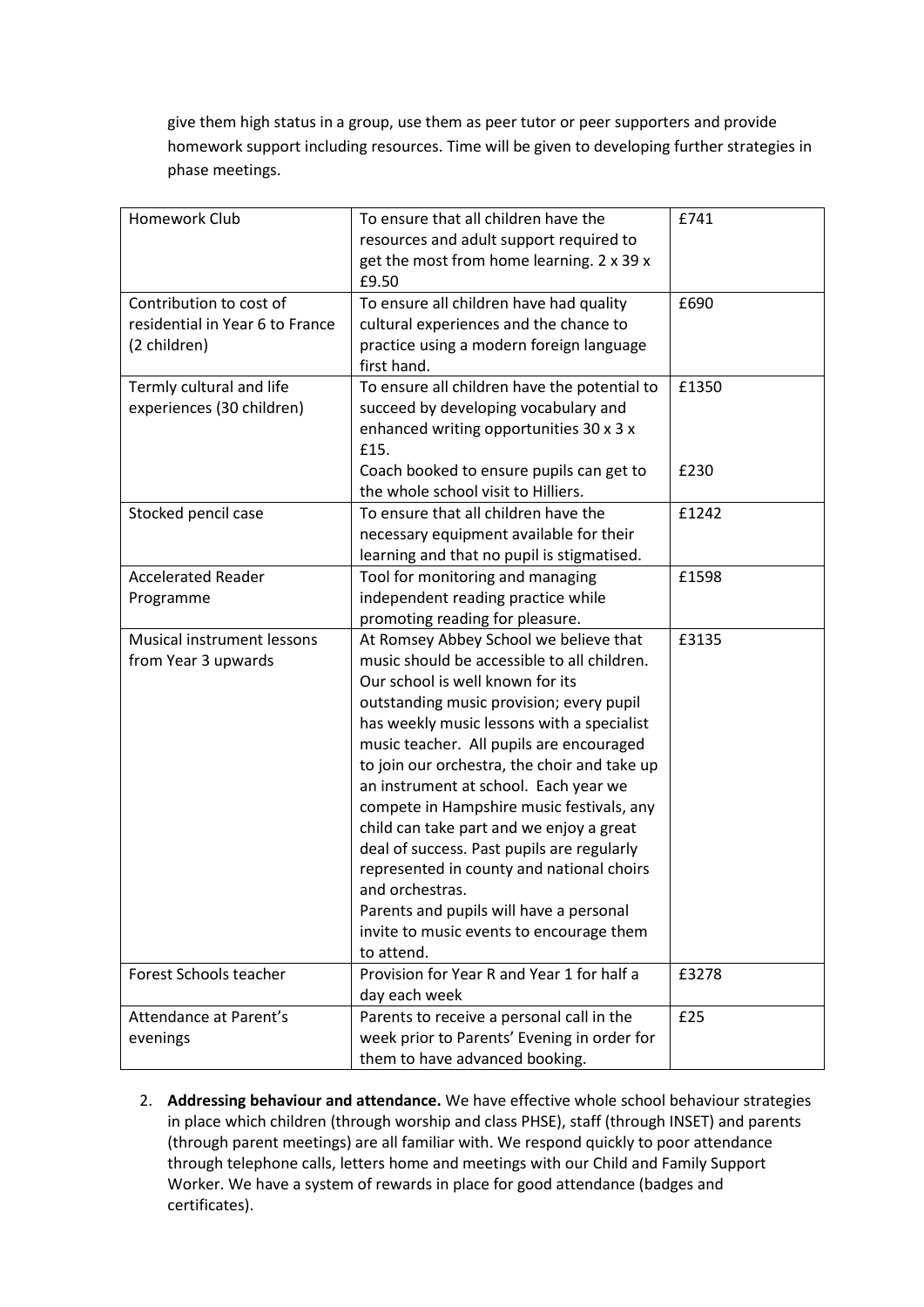give them high status in a group, use them as peer tutor or peer supporters and provide homework support including resources. Time will be given to developing further strategies in phase meetings.

| Homework Club | To ensure that all children have the resources and adult support required to get the most from home learning. 2 x 39 x £9.50 | £741 |
|---|---|---|
| Contribution to cost of residential in Year 6 to France (2 children) | To ensure all children have had quality cultural experiences and the chance to practice using a modern foreign language first hand. | £690 |
| Termly cultural and life experiences (30 children) | To ensure all children have the potential to succeed by developing vocabulary and enhanced writing opportunities 30 x 3 x £15. | £1350 |
| | Coach booked to ensure pupils can get to the whole school visit to Hilliers. | £230 |
| Stocked pencil case | To ensure that all children have the necessary equipment available for their learning and that no pupil is stigmatised. | £1242 |
| Accelerated Reader Programme | Tool for monitoring and managing independent reading practice while promoting reading for pleasure. | £1598 |
| Musical instrument lessons from Year 3 upwards | At Romsey Abbey School we believe that music should be accessible to all children. Our school is well known for its outstanding music provision; every pupil has weekly music lessons with a specialist music teacher. All pupils are encouraged to join our orchestra, the choir and take up an instrument at school. Each year we compete in Hampshire music festivals, any child can take part and we enjoy a great deal of success. Past pupils are regularly represented in county and national choirs and orchestras. Parents and pupils will have a personal invite to music events to encourage them to attend. | £3135 |
| Forest Schools teacher | Provision for Year R and Year 1 for half a day each week | £3278 |
| Attendance at Parent's evenings | Parents to receive a personal call in the week prior to Parents' Evening in order for them to have advanced booking. | £25 |

2. **Addressing behaviour and attendance.** We have effective whole school behaviour strategies in place which children (through worship and class PHSE), staff (through INSET) and parents (through parent meetings) are all familiar with. We respond quickly to poor attendance through telephone calls, letters home and meetings with our Child and Family Support Worker. We have a system of rewards in place for good attendance (badges and certificates).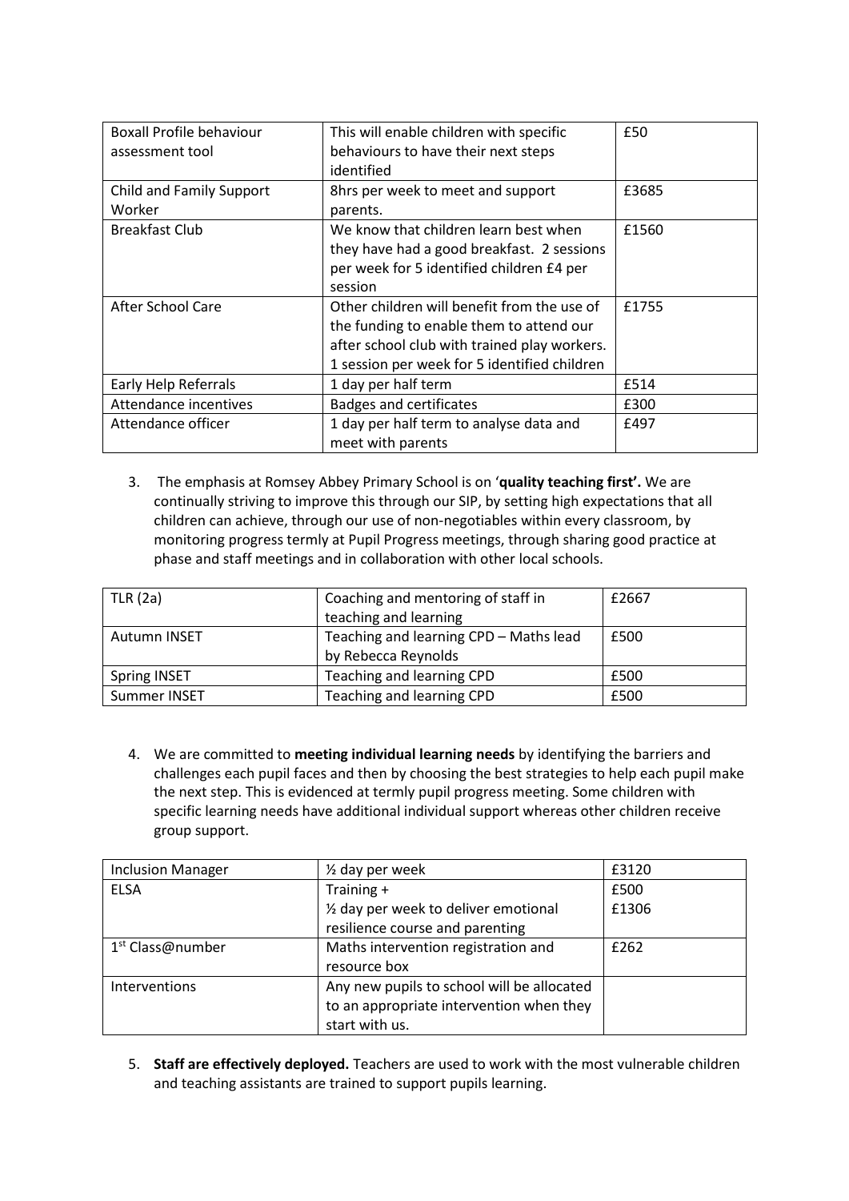| Boxall Profile behaviour assessment tool | This will enable children with specific behaviours to have their next steps identified | £50 |
|---|---|---|
| Child and Family Support Worker | 8hrs per week to meet and support parents. | £3685 |
| Breakfast Club | We know that children learn best when they have had a good breakfast. 2 sessions per week for 5 identified children £4 per session | £1560 |
| After School Care | Other children will benefit from the use of the funding to enable them to attend our after school club with trained play workers. 1 session per week for 5 identified children | £1755 |
| Early Help Referrals | 1 day per half term | £514 |
| Attendance incentives | Badges and certificates | £300 |
| Attendance officer | 1 day per half term to analyse data and meet with parents | £497 |

3. The emphasis at Romsey Abbey Primary School is on '**quality teaching first'.** We are continually striving to improve this through our SIP, by setting high expectations that all children can achieve, through our use of non-negotiables within every classroom, by monitoring progress termly at Pupil Progress meetings, through sharing good practice at phase and staff meetings and in collaboration with other local schools.

| TLR (2a) | Coaching and mentoring of staff in teaching and learning | £2667 |
|---|---|---|
| Autumn INSET | Teaching and learning CPD – Maths lead by Rebecca Reynolds | £500 |
| Spring INSET | Teaching and learning CPD | £500 |
| Summer INSET | Teaching and learning CPD | £500 |

4. We are committed to **meeting individual learning needs** by identifying the barriers and challenges each pupil faces and then by choosing the best strategies to help each pupil make the next step. This is evidenced at termly pupil progress meeting. Some children with specific learning needs have additional individual support whereas other children receive group support.

| Inclusion Manager | ½ day per week | £3120 |
|---|---|---|
| ELSA | Training + ½ day per week to deliver emotional resilience course and parenting | £500 £1306 |
| 1st Class@number | Maths intervention registration and resource box | £262 |
| Interventions | Any new pupils to school will be allocated to an appropriate intervention when they start with us. | |

5. **Staff are effectively deployed.** Teachers are used to work with the most vulnerable children and teaching assistants are trained to support pupils learning.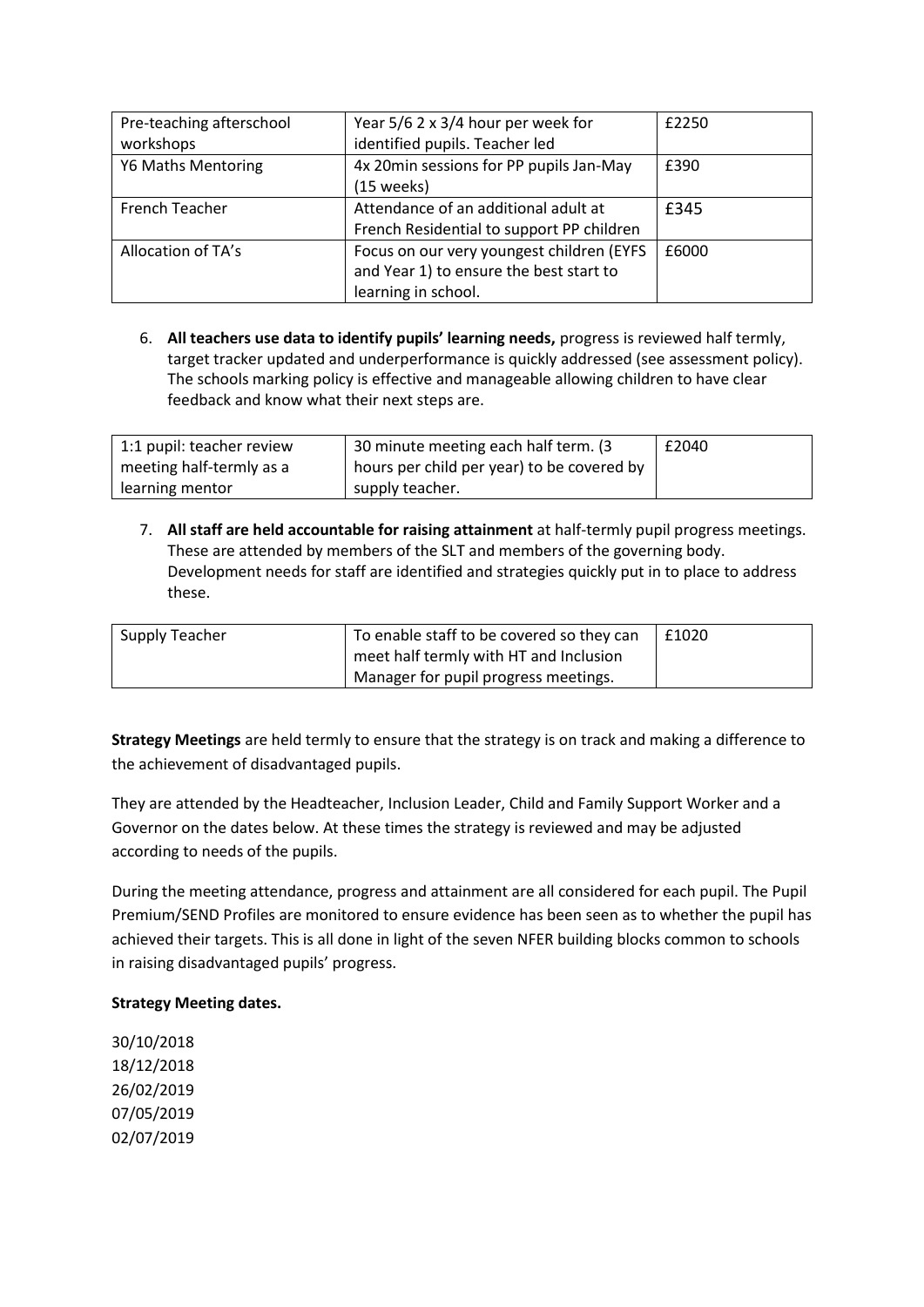| | | |
|---|---|---|
| Pre-teaching afterschool workshops | Year 5/6 2 x 3/4 hour per week for identified pupils. Teacher led | £2250 |
| Y6 Maths Mentoring | 4x 20min sessions for PP pupils Jan-May (15 weeks) | £390 |
| French Teacher | Attendance of an additional adult at French Residential to support PP children | £345 |
| Allocation of TA's | Focus on our very youngest children (EYFS and Year 1) to ensure the best start to learning in school. | £6000 |

6. **All teachers use data to identify pupils' learning needs,** progress is reviewed half termly, target tracker updated and underperformance is quickly addressed (see assessment policy). The schools marking policy is effective and manageable allowing children to have clear feedback and know what their next steps are.

| | | |
|---|---|---|
| 1:1 pupil: teacher review meeting half-termly as a learning mentor | 30 minute meeting each half term. (3 hours per child per year) to be covered by supply teacher. | £2040 |

7. **All staff are held accountable for raising attainment** at half-termly pupil progress meetings. These are attended by members of the SLT and members of the governing body. Development needs for staff are identified and strategies quickly put in to place to address these.

| | | |
|---|---|---|
| Supply Teacher | To enable staff to be covered so they can meet half termly with HT and Inclusion Manager for pupil progress meetings. | £1020 |

**Strategy Meetings** are held termly to ensure that the strategy is on track and making a difference to the achievement of disadvantaged pupils.

They are attended by the Headteacher, Inclusion Leader, Child and Family Support Worker and a Governor on the dates below. At these times the strategy is reviewed and may be adjusted according to needs of the pupils.

During the meeting attendance, progress and attainment are all considered for each pupil. The Pupil Premium/SEND Profiles are monitored to ensure evidence has been seen as to whether the pupil has achieved their targets. This is all done in light of the seven NFER building blocks common to schools in raising disadvantaged pupils' progress.

**Strategy Meeting dates.**

30/10/2018
18/12/2018
26/02/2019
07/05/2019
02/07/2019